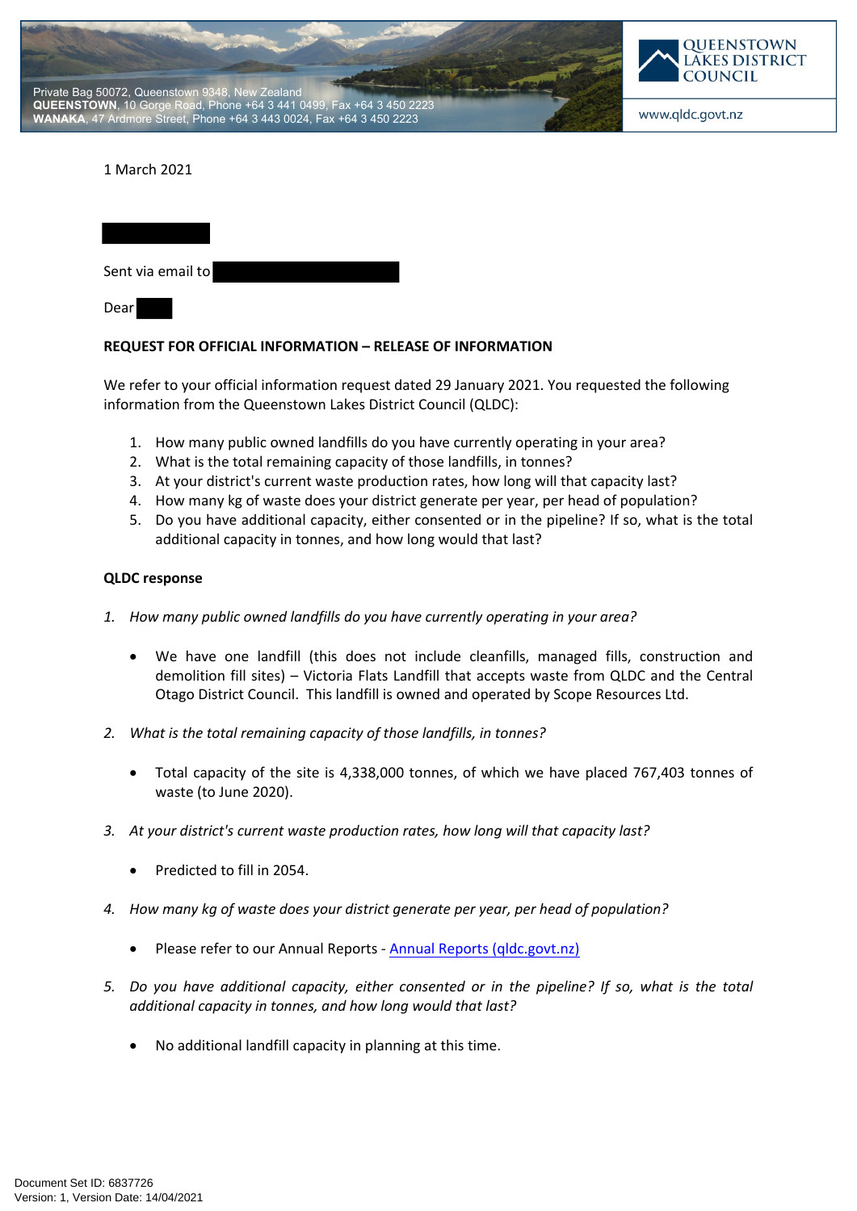Private Bag 50072, Queenstown 9348, New Zealand
**QUEENSTOWN**, 10 Gorge Road, Phone +64 3 441 0499, Fax +64 3 450 2223
**WANAKA**, 47 Ardmore Street, Phone +64 3 443 0024, Fax +64 3 450 2223

QUEENSTOWN LAKES DISTRICT COUNCIL

www.qldc.govt.nz

1 March 2021

Sent via email to

Dear

**REQUEST FOR OFFICIAL INFORMATION – RELEASE OF INFORMATION**

We refer to your official information request dated 29 January 2021. You requested the following information from the Queenstown Lakes District Council (QLDC):

1. How many public owned landfills do you have currently operating in your area?
2. What is the total remaining capacity of those landfills, in tonnes?
3. At your district's current waste production rates, how long will that capacity last?
4. How many kg of waste does your district generate per year, per head of population?
5. Do you have additional capacity, either consented or in the pipeline? If so, what is the total additional capacity in tonnes, and how long would that last?

**QLDC response**

1. *How many public owned landfills do you have currently operating in your area?*

   - We have one landfill (this does not include cleanfills, managed fills, construction and demolition fill sites) – Victoria Flats Landfill that accepts waste from QLDC and the Central Otago District Council. This landfill is owned and operated by Scope Resources Ltd.

2. *What is the total remaining capacity of those landfills, in tonnes?*

   - Total capacity of the site is 4,338,000 tonnes, of which we have placed 767,403 tonnes of waste (to June 2020).

3. *At your district's current waste production rates, how long will that capacity last?*

   - Predicted to fill in 2054.

4. *How many kg of waste does your district generate per year, per head of population?*

   - Please refer to our Annual Reports - [Annual Reports (qldc.govt.nz)](Annual Reports (qldc.govt.nz))

5. *Do you have additional capacity, either consented or in the pipeline? If so, what is the total additional capacity in tonnes, and how long would that last?*

   - No additional landfill capacity in planning at this time.

Document Set ID: 6837726
Version: 1, Version Date: 14/04/2021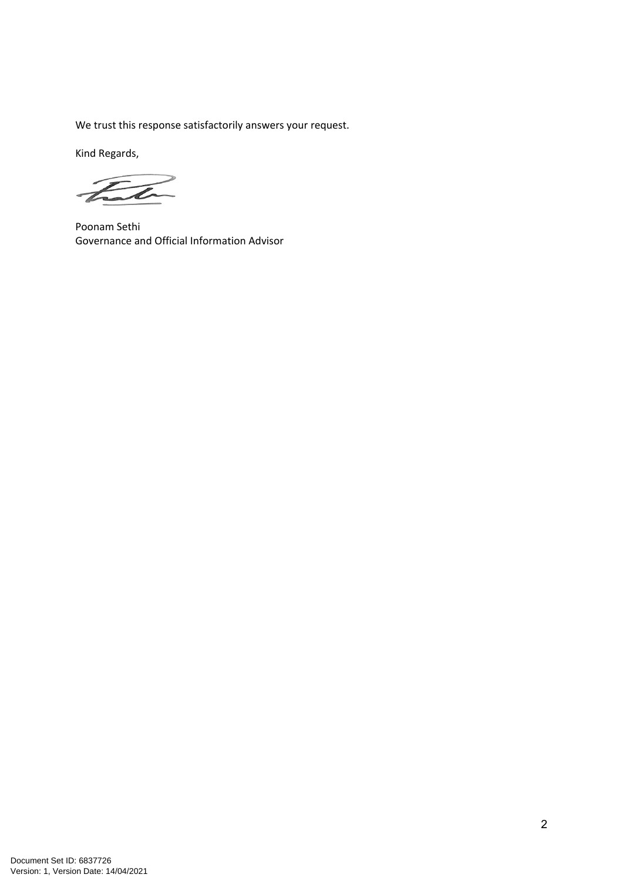We trust this response satisfactorily answers your request.

Kind Regards,

Poonam Sethi
Governance and Official Information Advisor

Document Set ID: 6837726
Version: 1, Version Date: 14/04/2021